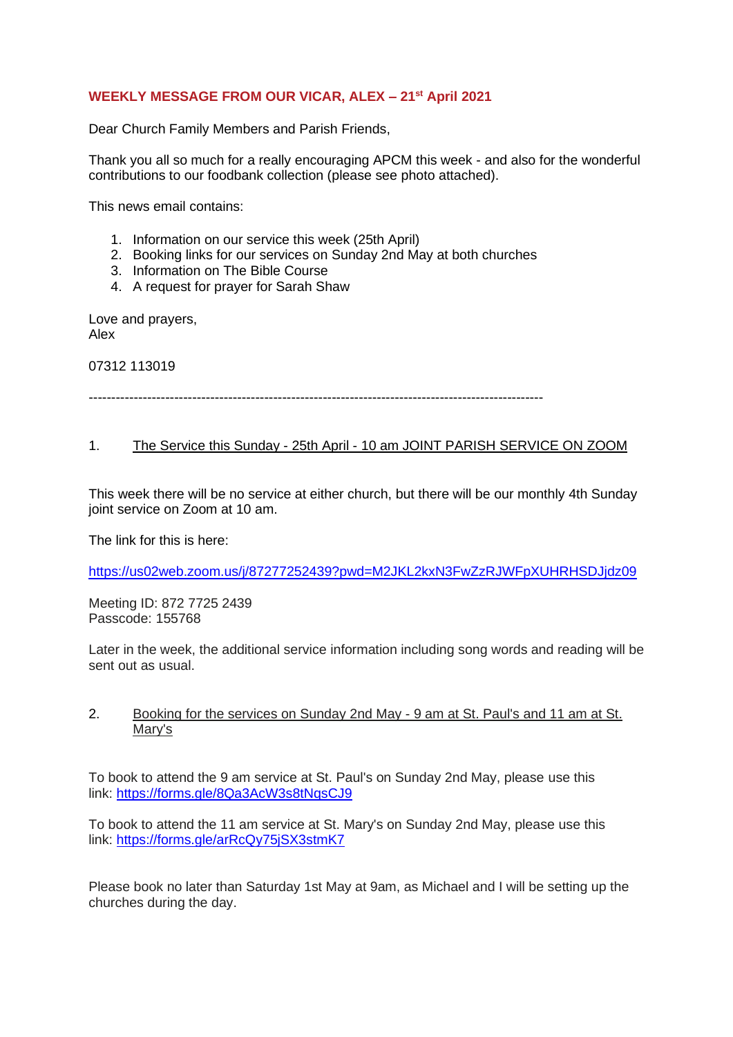**WEEKLY MESSAGE FROM OUR VICAR, ALEX – 21st April 2021**

Dear Church Family Members and Parish Friends,

Thank you all so much for a really encouraging APCM this week - and also for the wonderful contributions to our foodbank collection (please see photo attached).

This news email contains:

1. Information on our service this week (25th April)
2. Booking links for our services on Sunday 2nd May at both churches
3. Information on The Bible Course
4. A request for prayer for Sarah Shaw

Love and prayers,
Alex

07312 113019

----------------------------------------------------------------------------------------------------

1. <u>The Service this Sunday - 25th April - 10 am JOINT PARISH SERVICE ON ZOOM</u>

This week there will be no service at either church, but there will be our monthly 4th Sunday joint service on Zoom at 10 am.

The link for this is here:

https://us02web.zoom.us/j/87277252439?pwd=M2JKL2kxN3FwZzRJWFpXUHRHSDJjdz09

Meeting ID: 872 7725 2439
Passcode: 155768

Later in the week, the additional service information including song words and reading will be sent out as usual.

2. <u>Booking for the services on Sunday 2nd May - 9 am at St. Paul's and 11 am at St. Mary's</u>

To book to attend the 9 am service at St. Paul's on Sunday 2nd May, please use this link: https://forms.gle/8Qa3AcW3s8tNqsCJ9

To book to attend the 11 am service at St. Mary's on Sunday 2nd May, please use this link: https://forms.gle/arRcQy75jSX3stmK7

Please book no later than Saturday 1st May at 9am, as Michael and I will be setting up the churches during the day.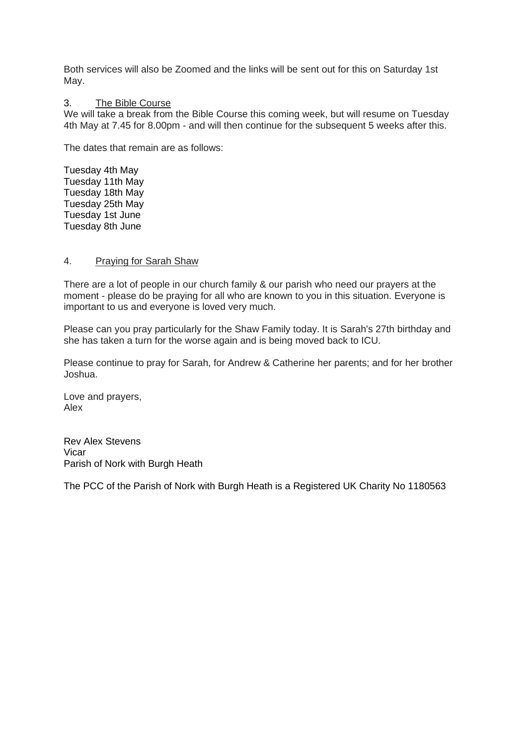Both services will also be Zoomed and the links will be sent out for this on Saturday 1st May.

3. The Bible Course

We will take a break from the Bible Course this coming week, but will resume on Tuesday 4th May at 7.45 for 8.00pm - and will then continue for the subsequent 5 weeks after this.

The dates that remain are as follows:

Tuesday 4th May  
Tuesday 11th May  
Tuesday 18th May  
Tuesday 25th May  
Tuesday 1st June  
Tuesday 8th June

4. Praying for Sarah Shaw

There are a lot of people in our church family & our parish who need our prayers at the moment - please do be praying for all who are known to you in this situation. Everyone is important to us and everyone is loved very much.

Please can you pray particularly for the Shaw Family today. It is Sarah's 27th birthday and she has taken a turn for the worse again and is being moved back to ICU.

Please continue to pray for Sarah, for Andrew & Catherine her parents; and for her brother Joshua.

Love and prayers,  
Alex

Rev Alex Stevens  
Vicar  
Parish of Nork with Burgh Heath

The PCC of the Parish of Nork with Burgh Heath is a Registered UK Charity No 1180563